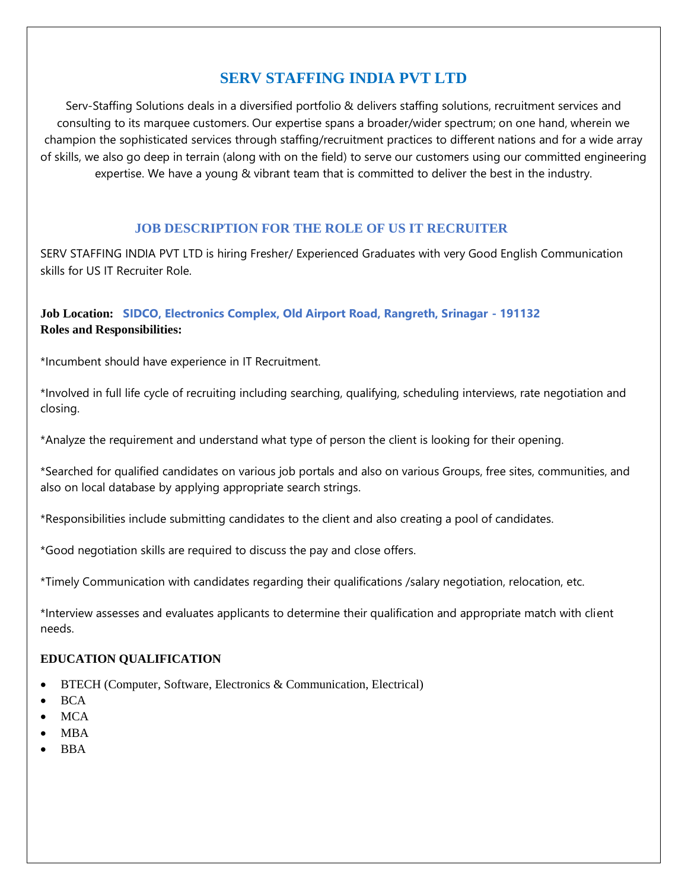# SERV STAFFING INDIA PVT LTD

Serv-Staffing Solutions deals in a diversified portfolio & delivers staffing solutions, recruitment services and consulting to its marquee customers. Our expertise spans a broader/wider spectrum; on one hand, wherein we champion the sophisticated services through staffing/recruitment practices to different nations and for a wide array of skills, we also go deep in terrain (along with on the field) to serve our customers using our committed engineering expertise. We have a young & vibrant team that is committed to deliver the best in the industry.

## JOB DESCRIPTION FOR THE ROLE OF US IT RECRUITER

SERV STAFFING INDIA PVT LTD is hiring Fresher/ Experienced Graduates with very Good English Communication skills for US IT Recruiter Role.

**Job Location:** **SIDCO, Electronics Complex, Old Airport Road, Rangreth, Srinagar - 191132**

**Roles and Responsibilities:**

*Incumbent should have experience in IT Recruitment.

*Involved in full life cycle of recruiting including searching, qualifying, scheduling interviews, rate negotiation and closing.

*Analyze the requirement and understand what type of person the client is looking for their opening.

*Searched for qualified candidates on various job portals and also on various Groups, free sites, communities, and also on local database by applying appropriate search strings.

*Responsibilities include submitting candidates to the client and also creating a pool of candidates.

*Good negotiation skills are required to discuss the pay and close offers.

*Timely Communication with candidates regarding their qualifications /salary negotiation, relocation, etc.

*Interview assesses and evaluates applicants to determine their qualification and appropriate match with client needs.

**EDUCATION QUALIFICATION**

- BTECH (Computer, Software, Electronics & Communication, Electrical)
- BCA
- MCA
- MBA
- BBA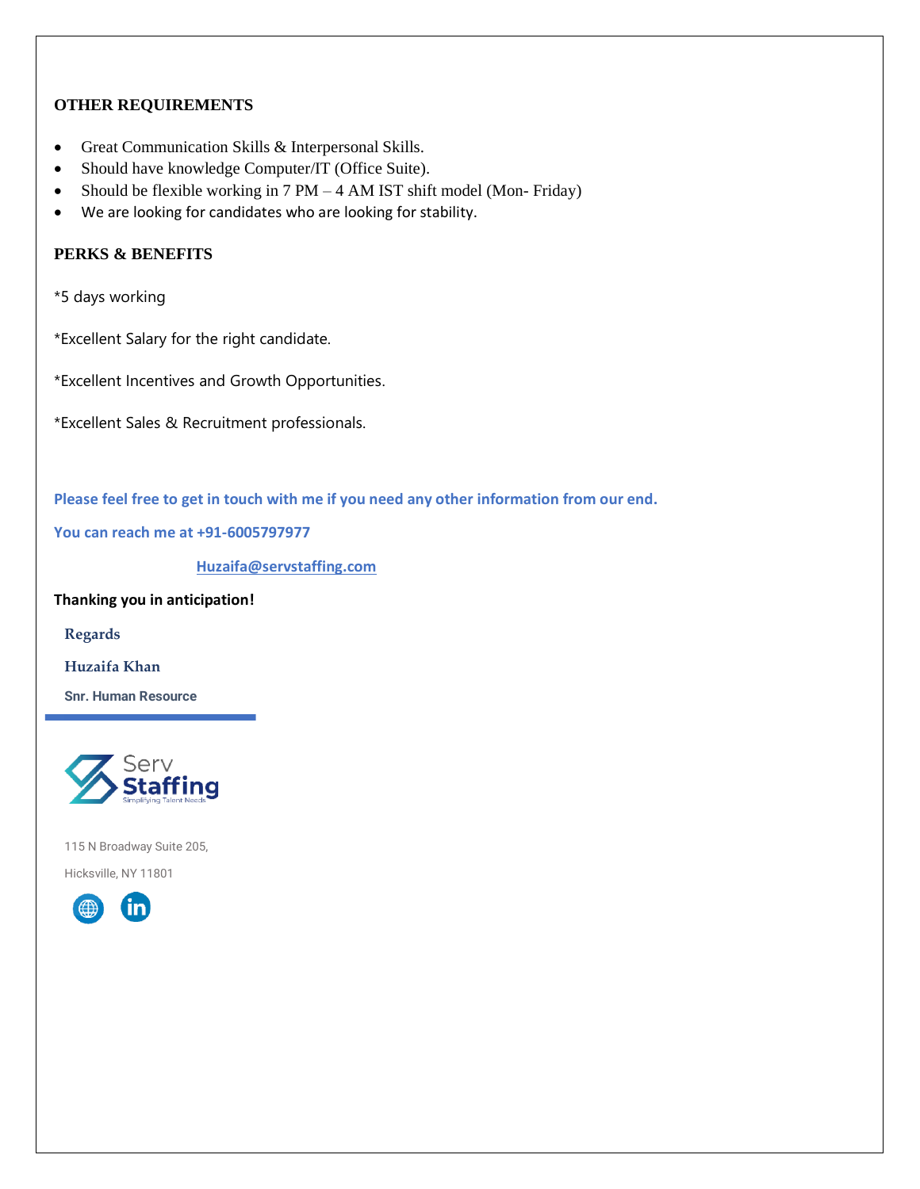## OTHER REQUIREMENTS

- Great Communication Skills & Interpersonal Skills.
- Should have knowledge Computer/IT (Office Suite).
- Should be flexible working in 7 PM – 4 AM IST shift model (Mon- Friday)
- We are looking for candidates who are looking for stability.

## PERKS & BENEFITS

*5 days working

*Excellent Salary for the right candidate.

*Excellent Incentives and Growth Opportunities.

*Excellent Sales & Recruitment professionals.

**Please feel free to get in touch with me if you need any other information from our end.**

**You can reach me at +91-6005797977**

**Huzaifa@servstaffing.com**

**Thanking you in anticipation!**

**Regards**

**Huzaifa Khan**

**Snr. Human Resource**

Serv Staffing
Simplifying Talent Needs

115 N Broadway Suite 205,

Hicksville, NY 11801